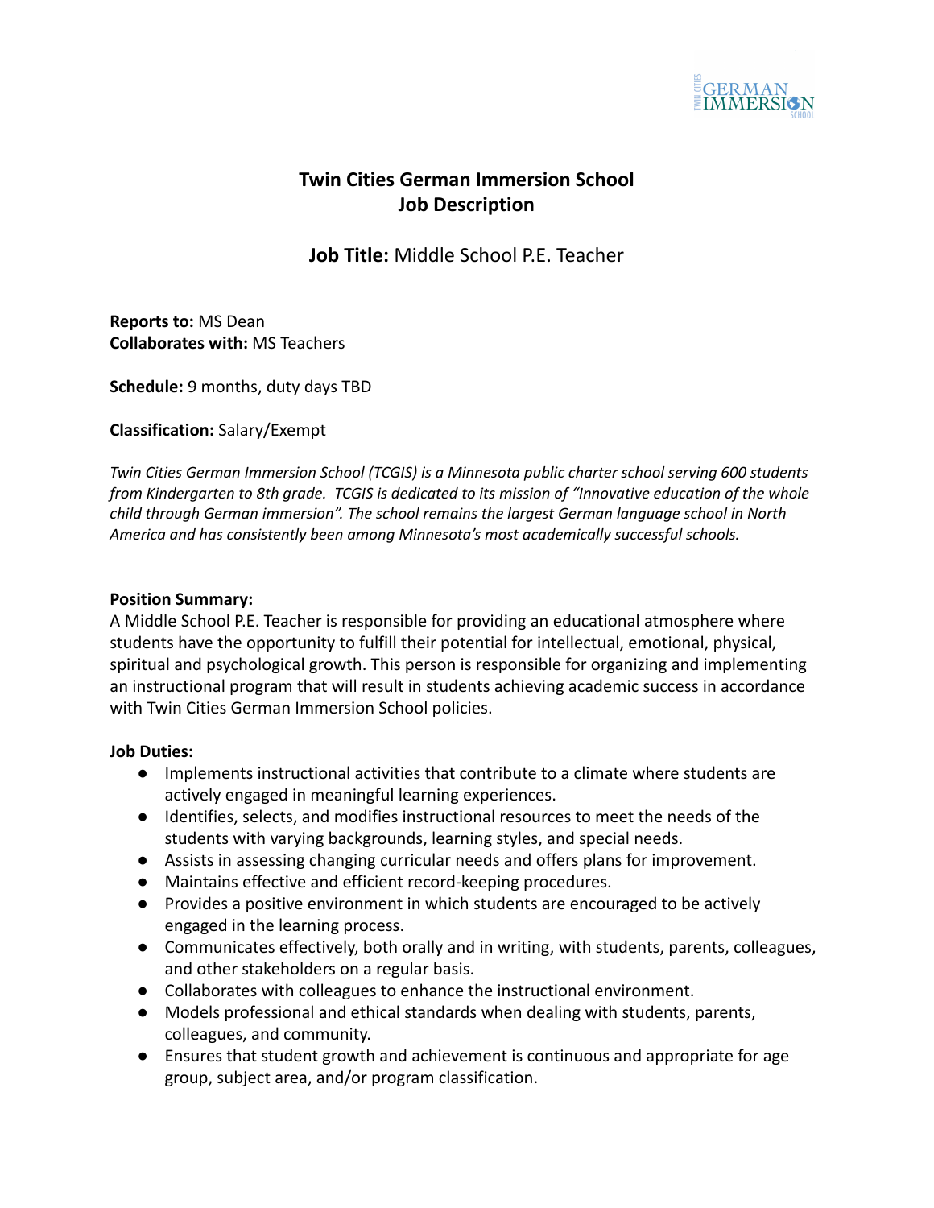# Twin Cities German Immersion School
# Job Description

## **Job Title:** Middle School P.E. Teacher

**Reports to:** MS Dean
**Collaborates with:** MS Teachers

**Schedule:** 9 months, duty days TBD

**Classification:** Salary/Exempt

*Twin Cities German Immersion School (TCGIS) is a Minnesota public charter school serving 600 students from Kindergarten to 8th grade. TCGIS is dedicated to its mission of "Innovative education of the whole child through German immersion". The school remains the largest German language school in North America and has consistently been among Minnesota's most academically successful schools.*

**Position Summary:**
A Middle School P.E. Teacher is responsible for providing an educational atmosphere where students have the opportunity to fulfill their potential for intellectual, emotional, physical, spiritual and psychological growth. This person is responsible for organizing and implementing an instructional program that will result in students achieving academic success in accordance with Twin Cities German Immersion School policies.

**Job Duties:**

- Implements instructional activities that contribute to a climate where students are actively engaged in meaningful learning experiences.
- Identifies, selects, and modifies instructional resources to meet the needs of the students with varying backgrounds, learning styles, and special needs.
- Assists in assessing changing curricular needs and offers plans for improvement.
- Maintains effective and efficient record-keeping procedures.
- Provides a positive environment in which students are encouraged to be actively engaged in the learning process.
- Communicates effectively, both orally and in writing, with students, parents, colleagues, and other stakeholders on a regular basis.
- Collaborates with colleagues to enhance the instructional environment.
- Models professional and ethical standards when dealing with students, parents, colleagues, and community.
- Ensures that student growth and achievement is continuous and appropriate for age group, subject area, and/or program classification.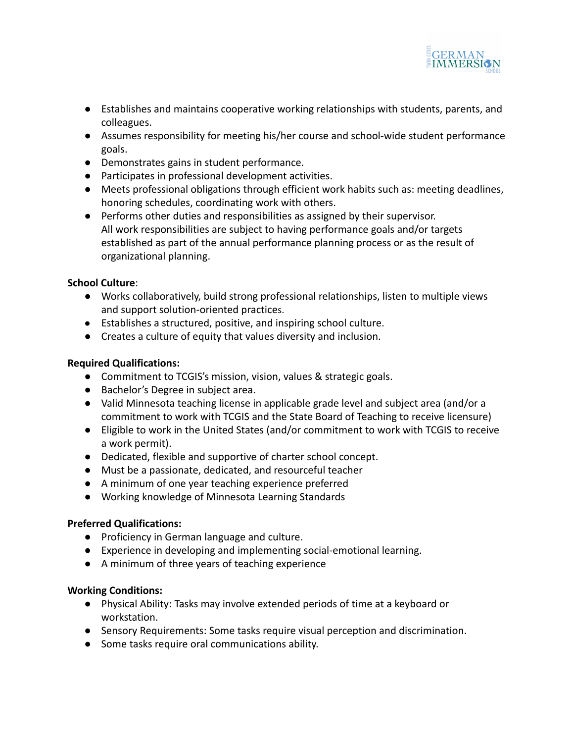- Establishes and maintains cooperative working relationships with students, parents, and colleagues.
- Assumes responsibility for meeting his/her course and school-wide student performance goals.
- Demonstrates gains in student performance.
- Participates in professional development activities.
- Meets professional obligations through efficient work habits such as: meeting deadlines, honoring schedules, coordinating work with others.
- Performs other duties and responsibilities as assigned by their supervisor. All work responsibilities are subject to having performance goals and/or targets established as part of the annual performance planning process or as the result of organizational planning.

**School Culture**:

- Works collaboratively, build strong professional relationships, listen to multiple views and support solution-oriented practices.
- Establishes a structured, positive, and inspiring school culture.
- Creates a culture of equity that values diversity and inclusion.

**Required Qualifications:**

- Commitment to TCGIS's mission, vision, values & strategic goals.
- Bachelor's Degree in subject area.
- Valid Minnesota teaching license in applicable grade level and subject area (and/or a commitment to work with TCGIS and the State Board of Teaching to receive licensure)
- Eligible to work in the United States (and/or commitment to work with TCGIS to receive a work permit).
- Dedicated, flexible and supportive of charter school concept.
- Must be a passionate, dedicated, and resourceful teacher
- A minimum of one year teaching experience preferred
- Working knowledge of Minnesota Learning Standards

**Preferred Qualifications:**

- Proficiency in German language and culture.
- Experience in developing and implementing social-emotional learning.
- A minimum of three years of teaching experience

**Working Conditions:**

- Physical Ability: Tasks may involve extended periods of time at a keyboard or workstation.
- Sensory Requirements: Some tasks require visual perception and discrimination.
- Some tasks require oral communications ability.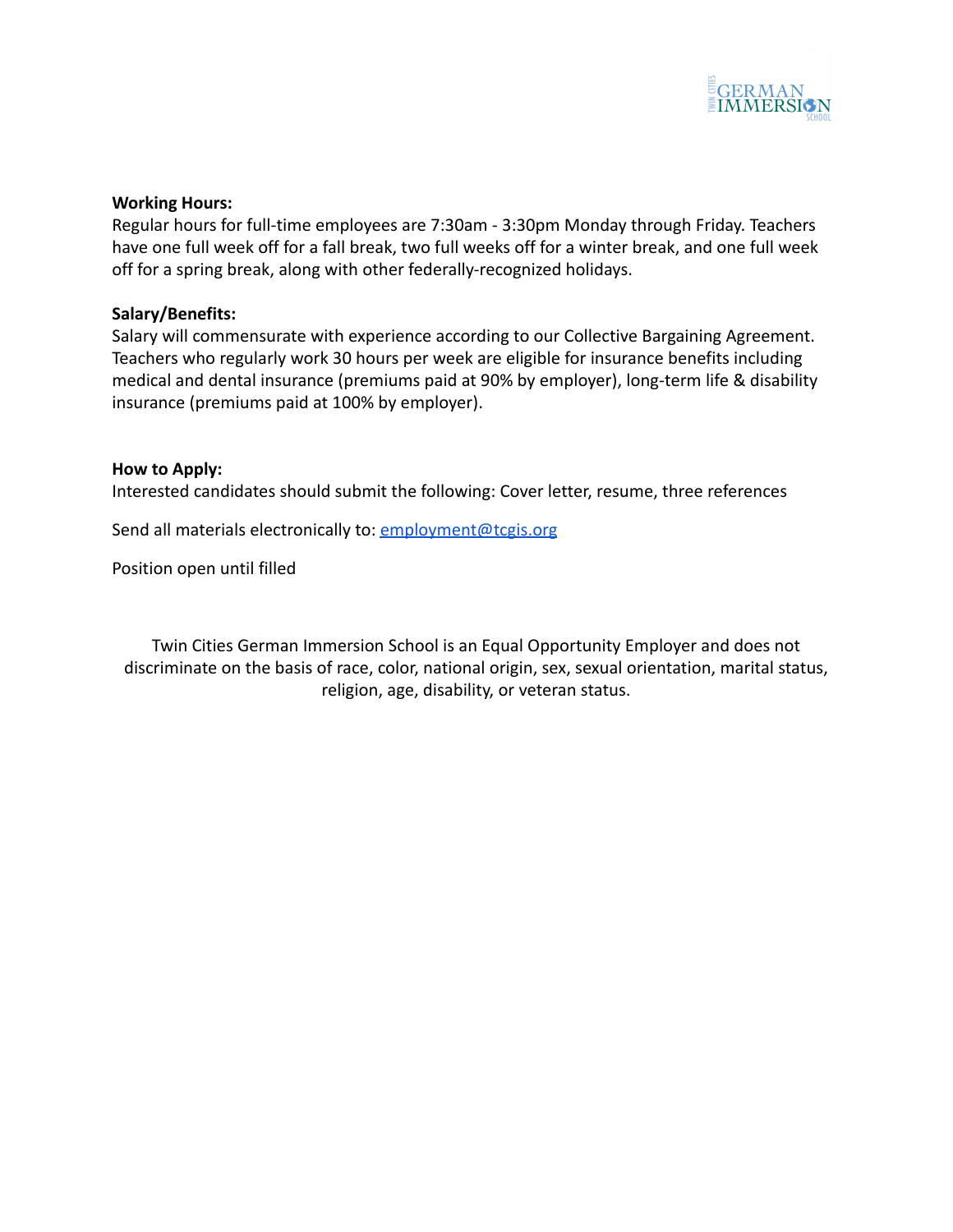**Working Hours:**
Regular hours for full-time employees are 7:30am - 3:30pm Monday through Friday. Teachers have one full week off for a fall break, two full weeks off for a winter break, and one full week off for a spring break, along with other federally-recognized holidays.

**Salary/Benefits:**
Salary will commensurate with experience according to our Collective Bargaining Agreement. Teachers who regularly work 30 hours per week are eligible for insurance benefits including medical and dental insurance (premiums paid at 90% by employer), long-term life & disability insurance (premiums paid at 100% by employer).

**How to Apply:**
Interested candidates should submit the following: Cover letter, resume, three references

Send all materials electronically to: [employment@tcgis.org](mailto:employment@tcgis.org)

Position open until filled

Twin Cities German Immersion School is an Equal Opportunity Employer and does not discriminate on the basis of race, color, national origin, sex, sexual orientation, marital status, religion, age, disability, or veteran status.